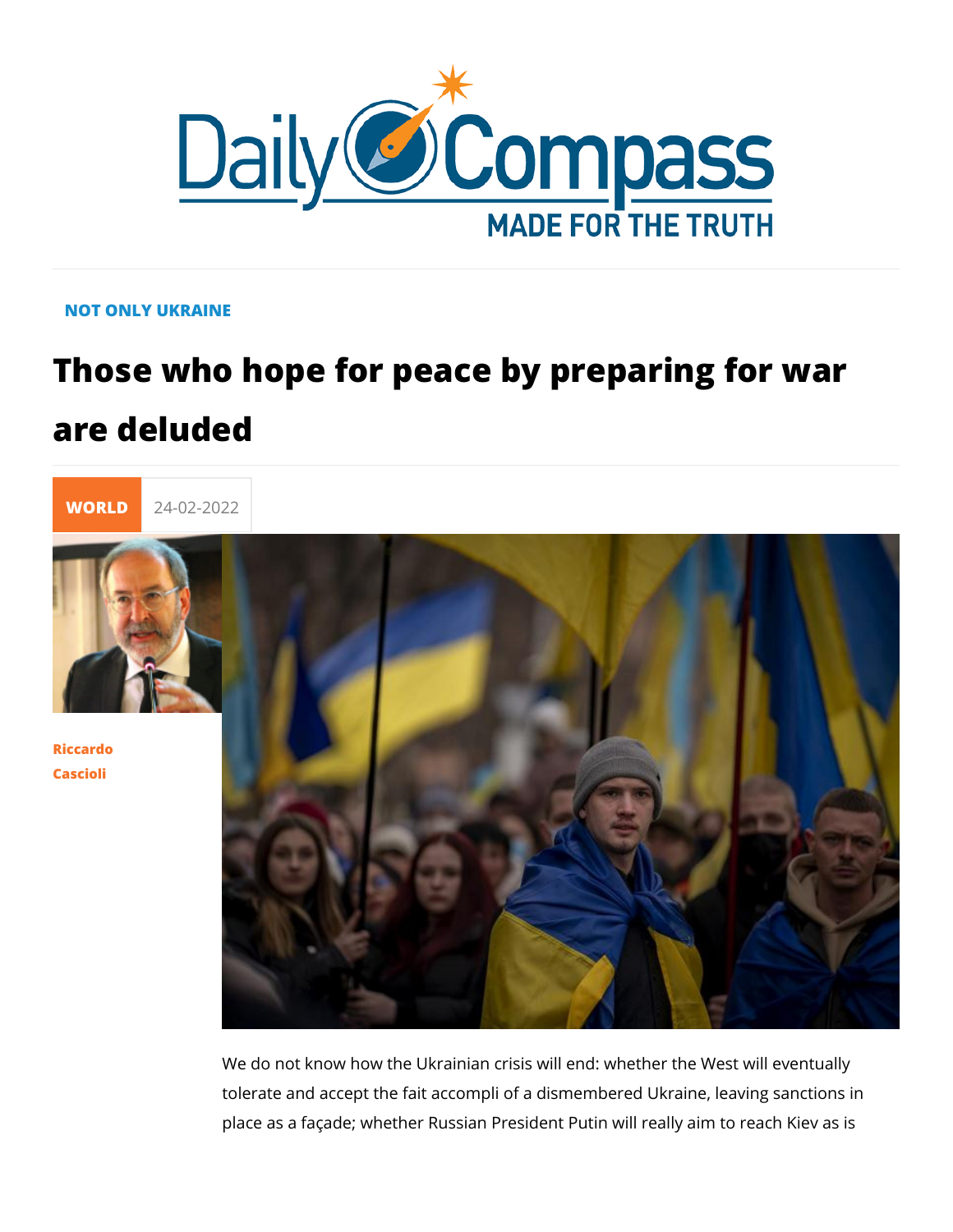NOT ONLY UKRAINE

# Those who hope for peace by preparing for war are deluded

WORLD 24-02-2022

Riccardo Cascioli

We do not know how the Ukrainian crisis will end: whether the West will eventually tolerate and accept the fait accompli of a dismembered Ukraine, leaving sanctions in place as a façade; whether Russian President Putin will really aim to reach Kiev as is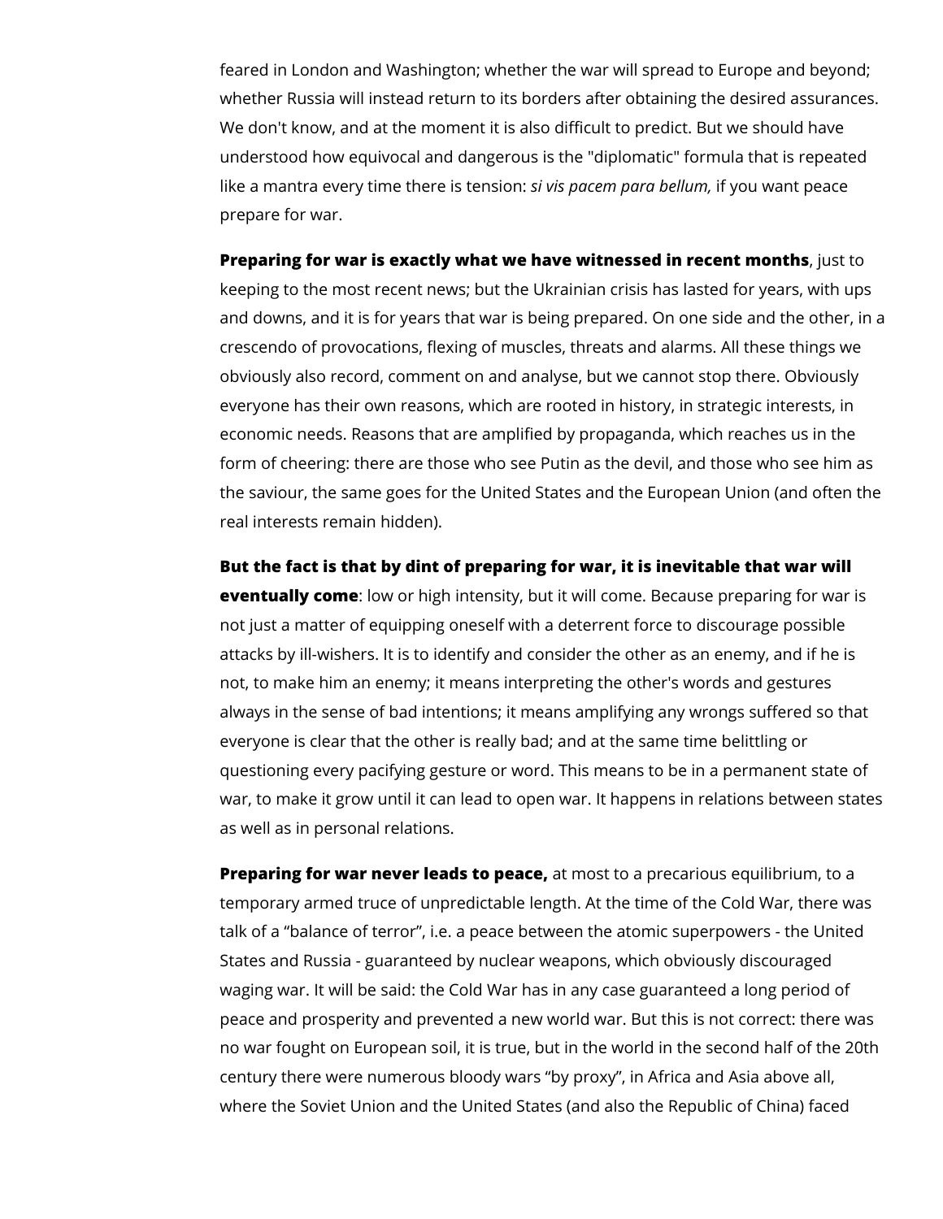feared in London and Washington; whether the war will spread to Europe and beyond; whether Russia will instead return to its borders after obtaining the desired assurances. We don't know, and at the moment it is also difficult to predict. But we should have understood how equivocal and dangerous is the "diplomatic" formula that is repeated like a mantra every time there is tension: *si vis pacem para bellum,* if you want peace prepare for war.

**Preparing for war is exactly what we have witnessed in recent months**, just to keeping to the most recent news; but the Ukrainian crisis has lasted for years, with ups and downs, and it is for years that war is being prepared. On one side and the other, in a crescendo of provocations, flexing of muscles, threats and alarms. All these things we obviously also record, comment on and analyse, but we cannot stop there. Obviously everyone has their own reasons, which are rooted in history, in strategic interests, in economic needs. Reasons that are amplified by propaganda, which reaches us in the form of cheering: there are those who see Putin as the devil, and those who see him as the saviour, the same goes for the United States and the European Union (and often the real interests remain hidden).

**But the fact is that by dint of preparing for war, it is inevitable that war will eventually come**: low or high intensity, but it will come. Because preparing for war is not just a matter of equipping oneself with a deterrent force to discourage possible attacks by ill-wishers. It is to identify and consider the other as an enemy, and if he is not, to make him an enemy; it means interpreting the other's words and gestures always in the sense of bad intentions; it means amplifying any wrongs suffered so that everyone is clear that the other is really bad; and at the same time belittling or questioning every pacifying gesture or word. This means to be in a permanent state of war, to make it grow until it can lead to open war. It happens in relations between states as well as in personal relations.

**Preparing for war never leads to peace,** at most to a precarious equilibrium, to a temporary armed truce of unpredictable length. At the time of the Cold War, there was talk of a "balance of terror", i.e. a peace between the atomic superpowers - the United States and Russia - guaranteed by nuclear weapons, which obviously discouraged waging war. It will be said: the Cold War has in any case guaranteed a long period of peace and prosperity and prevented a new world war. But this is not correct: there was no war fought on European soil, it is true, but in the world in the second half of the 20th century there were numerous bloody wars "by proxy", in Africa and Asia above all, where the Soviet Union and the United States (and also the Republic of China) faced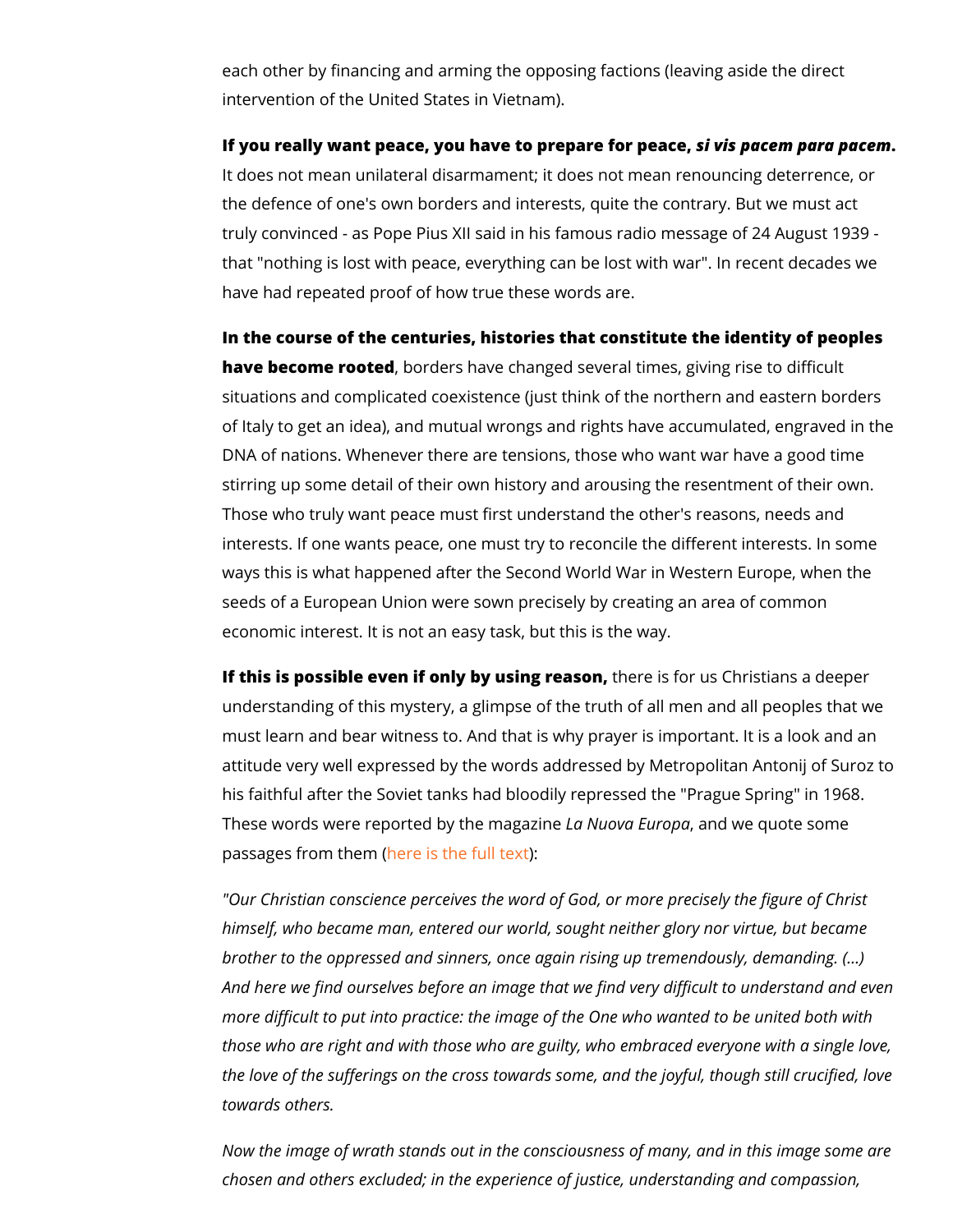each other by financing and arming the opposing factions (leaving aside the direct intervention of the United States in Vietnam).

**If you really want peace, you have to prepare for peace, *si vis pacem para pacem*.** It does not mean unilateral disarmament; it does not mean renouncing deterrence, or the defence of one's own borders and interests, quite the contrary. But we must act truly convinced - as Pope Pius XII said in his famous radio message of 24 August 1939 - that "nothing is lost with peace, everything can be lost with war". In recent decades we have had repeated proof of how true these words are.

**In the course of the centuries, histories that constitute the identity of peoples have become rooted**, borders have changed several times, giving rise to difficult situations and complicated coexistence (just think of the northern and eastern borders of Italy to get an idea), and mutual wrongs and rights have accumulated, engraved in the DNA of nations. Whenever there are tensions, those who want war have a good time stirring up some detail of their own history and arousing the resentment of their own. Those who truly want peace must first understand the other's reasons, needs and interests. If one wants peace, one must try to reconcile the different interests. In some ways this is what happened after the Second World War in Western Europe, when the seeds of a European Union were sown precisely by creating an area of common economic interest. It is not an easy task, but this is the way.

**If this is possible even if only by using reason,** there is for us Christians a deeper understanding of this mystery, a glimpse of the truth of all men and all peoples that we must learn and bear witness to. And that is why prayer is important. It is a look and an attitude very well expressed by the words addressed by Metropolitan Antonij of Suroz to his faithful after the Soviet tanks had bloodily repressed the "Prague Spring" in 1968. These words were reported by the magazine *La Nuova Europa*, and we quote some passages from them (here is the full text):

*"Our Christian conscience perceives the word of God, or more precisely the figure of Christ himself, who became man, entered our world, sought neither glory nor virtue, but became brother to the oppressed and sinners, once again rising up tremendously, demanding. (...) And here we find ourselves before an image that we find very difficult to understand and even more difficult to put into practice: the image of the One who wanted to be united both with those who are right and with those who are guilty, who embraced everyone with a single love, the love of the sufferings on the cross towards some, and the joyful, though still crucified, love towards others.*

*Now the image of wrath stands out in the consciousness of many, and in this image some are chosen and others excluded; in the experience of justice, understanding and compassion,*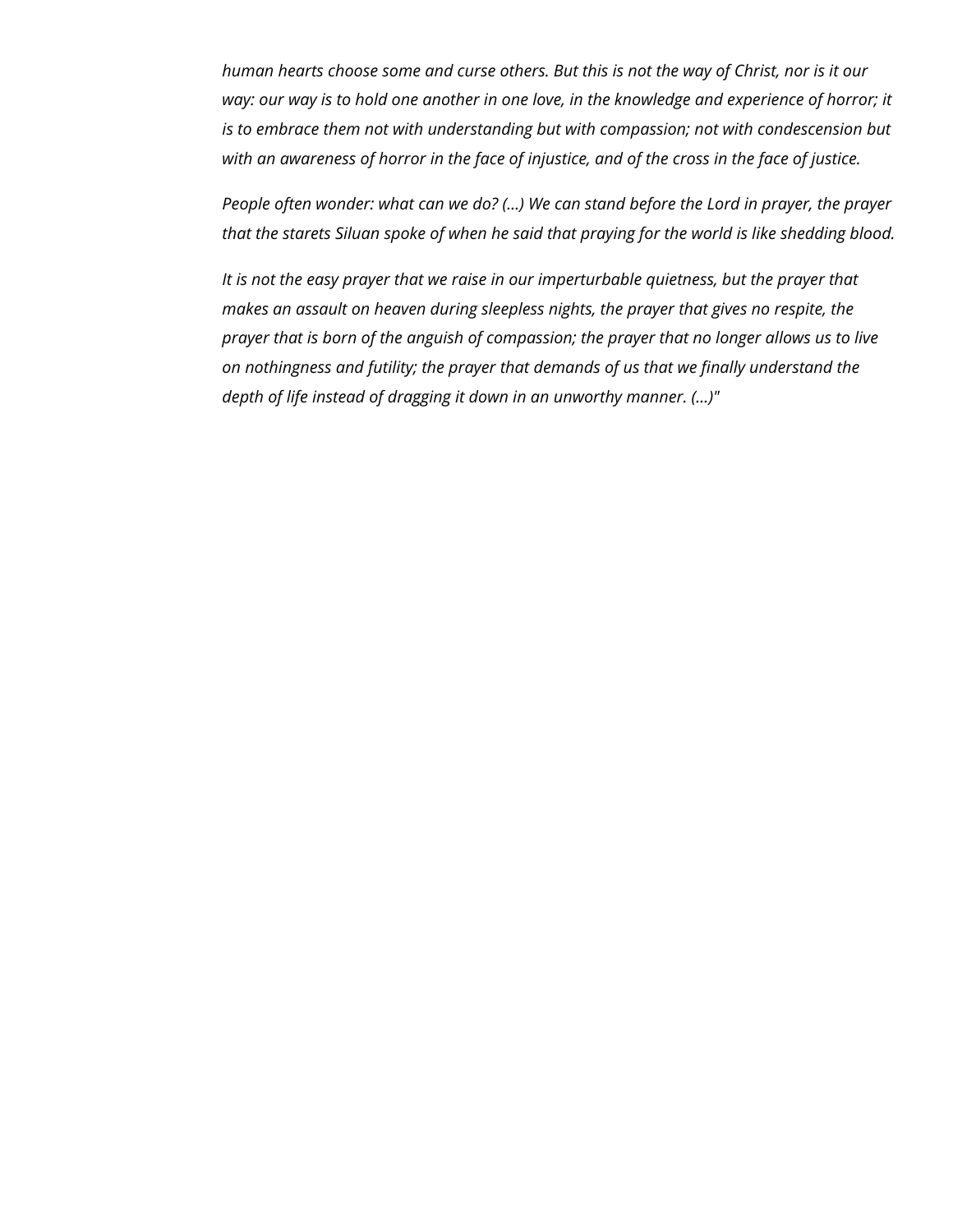*human hearts choose some and curse others. But this is not the way of Christ, nor is it our way: our way is to hold one another in one love, in the knowledge and experience of horror; it is to embrace them not with understanding but with compassion; not with condescension but with an awareness of horror in the face of injustice, and of the cross in the face of justice.*

*People often wonder: what can we do? (...) We can stand before the Lord in prayer, the prayer that the starets Siluan spoke of when he said that praying for the world is like shedding blood.*

*It is not the easy prayer that we raise in our imperturbable quietness, but the prayer that makes an assault on heaven during sleepless nights, the prayer that gives no respite, the prayer that is born of the anguish of compassion; the prayer that no longer allows us to live on nothingness and futility; the prayer that demands of us that we finally understand the depth of life instead of dragging it down in an unworthy manner. (...)"*